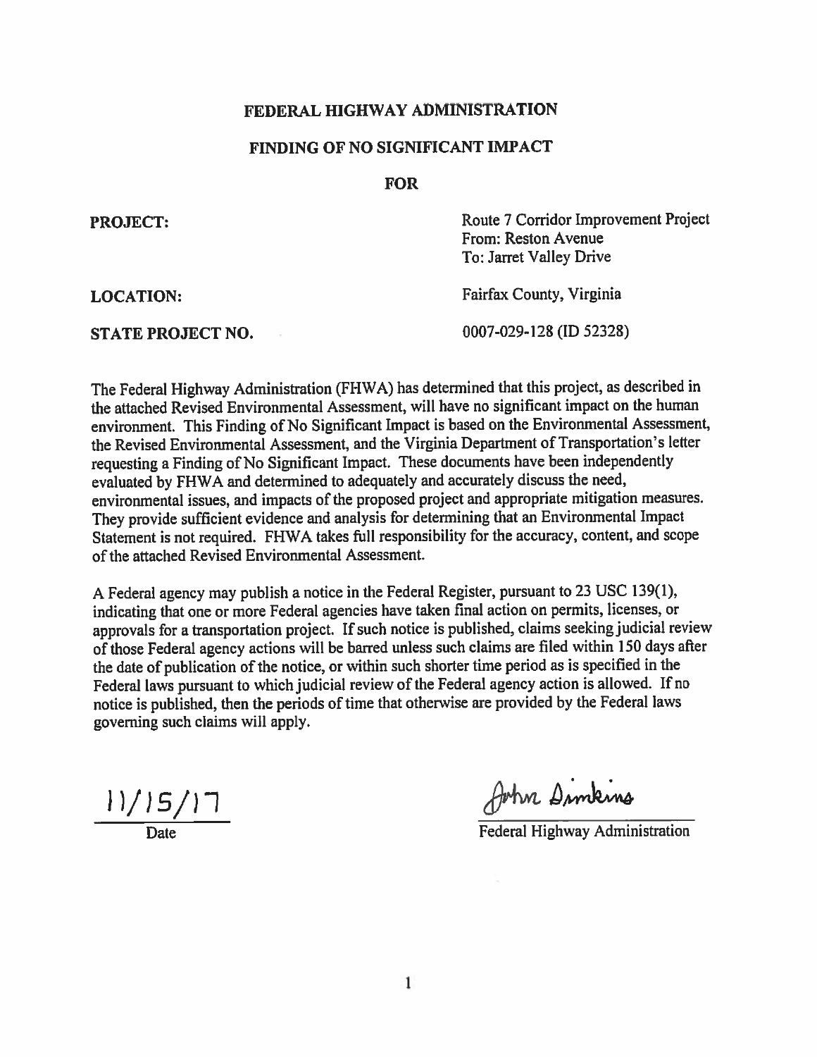# FEDERAL HIGHWAY ADMINISTRATION

## FINDING OF NO SIGNIFICANT IMPACT

## FOR

| | |
|---|---|
| **PROJECT:** | Route 7 Corridor Improvement Project<br>From: Reston Avenue<br>To: Jarret Valley Drive |
| **LOCATION:** | Fairfax County, Virginia |
| **STATE PROJECT NO.** | 0007-029-128 (ID 52328) |

The Federal Highway Administration (FHWA) has determined that this project, as described in the attached Revised Environmental Assessment, will have no significant impact on the human environment. This Finding of No Significant Impact is based on the Environmental Assessment, the Revised Environmental Assessment, and the Virginia Department of Transportation's letter requesting a Finding of No Significant Impact. These documents have been independently evaluated by FHWA and determined to adequately and accurately discuss the need, environmental issues, and impacts of the proposed project and appropriate mitigation measures. They provide sufficient evidence and analysis for determining that an Environmental Impact Statement is not required. FHWA takes full responsibility for the accuracy, content, and scope of the attached Revised Environmental Assessment.

A Federal agency may publish a notice in the Federal Register, pursuant to 23 USC 139(1), indicating that one or more Federal agencies have taken final action on permits, licenses, or approvals for a transportation project. If such notice is published, claims seeking judicial review of those Federal agency actions will be barred unless such claims are filed within 150 days after the date of publication of the notice, or within such shorter time period as is specified in the Federal laws pursuant to which judicial review of the Federal agency action is allowed. If no notice is published, then the periods of time that otherwise are provided by the Federal laws governing such claims will apply.

11/15/17
Date

John Simkins
Federal Highway Administration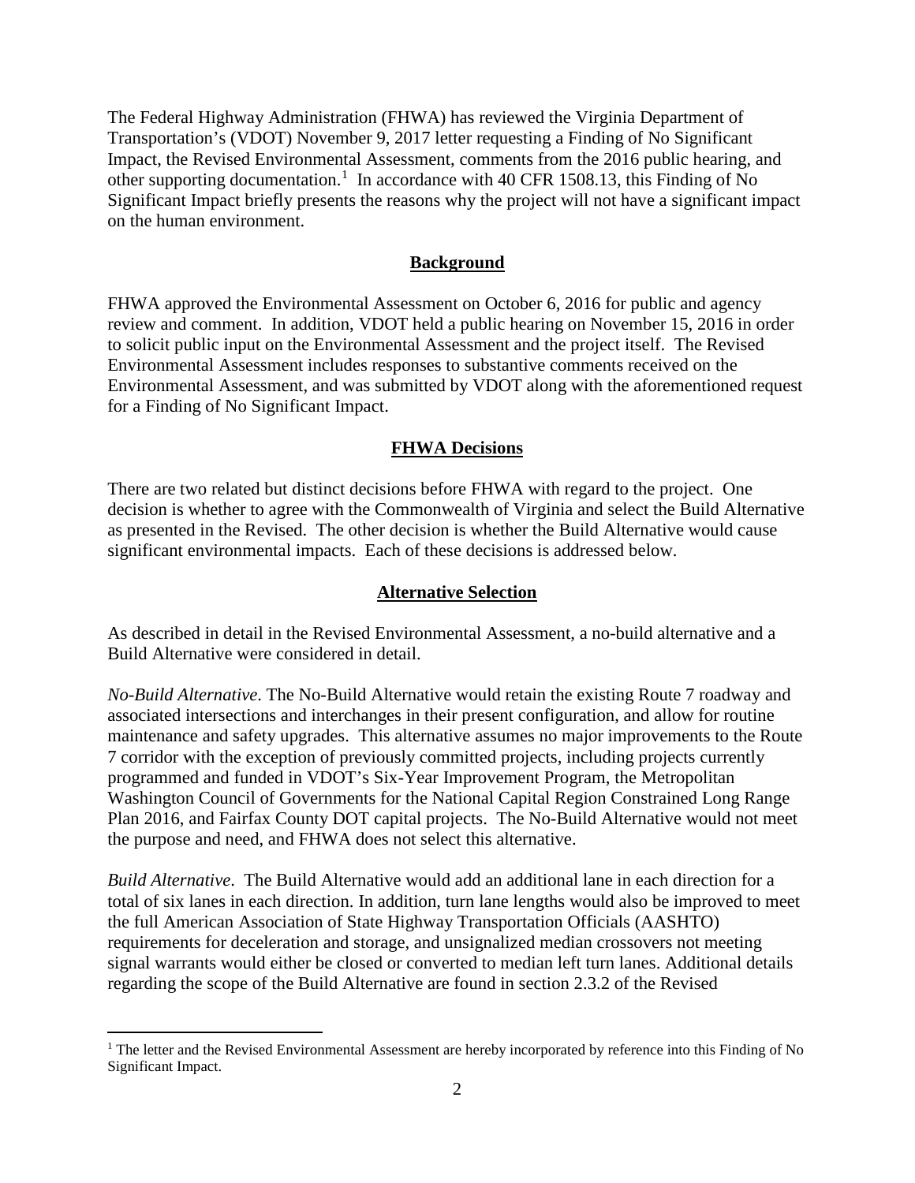The Federal Highway Administration (FHWA) has reviewed the Virginia Department of Transportation's (VDOT) November 9, 2017 letter requesting a Finding of No Significant Impact, the Revised Environmental Assessment, comments from the 2016 public hearing, and other supporting documentation.[1] In accordance with 40 CFR 1508.13, this Finding of No Significant Impact briefly presents the reasons why the project will not have a significant impact on the human environment.

## Background

FHWA approved the Environmental Assessment on October 6, 2016 for public and agency review and comment. In addition, VDOT held a public hearing on November 15, 2016 in order to solicit public input on the Environmental Assessment and the project itself. The Revised Environmental Assessment includes responses to substantive comments received on the Environmental Assessment, and was submitted by VDOT along with the aforementioned request for a Finding of No Significant Impact.

## FHWA Decisions

There are two related but distinct decisions before FHWA with regard to the project. One decision is whether to agree with the Commonwealth of Virginia and select the Build Alternative as presented in the Revised. The other decision is whether the Build Alternative would cause significant environmental impacts. Each of these decisions is addressed below.

## Alternative Selection

As described in detail in the Revised Environmental Assessment, a no-build alternative and a Build Alternative were considered in detail.

*No-Build Alternative*. The No-Build Alternative would retain the existing Route 7 roadway and associated intersections and interchanges in their present configuration, and allow for routine maintenance and safety upgrades. This alternative assumes no major improvements to the Route 7 corridor with the exception of previously committed projects, including projects currently programmed and funded in VDOT's Six-Year Improvement Program, the Metropolitan Washington Council of Governments for the National Capital Region Constrained Long Range Plan 2016, and Fairfax County DOT capital projects. The No-Build Alternative would not meet the purpose and need, and FHWA does not select this alternative.

*Build Alternative*. The Build Alternative would add an additional lane in each direction for a total of six lanes in each direction. In addition, turn lane lengths would also be improved to meet the full American Association of State Highway Transportation Officials (AASHTO) requirements for deceleration and storage, and unsignalized median crossovers not meeting signal warrants would either be closed or converted to median left turn lanes. Additional details regarding the scope of the Build Alternative are found in section 2.3.2 of the Revised

[1] The letter and the Revised Environmental Assessment are hereby incorporated by reference into this Finding of No Significant Impact.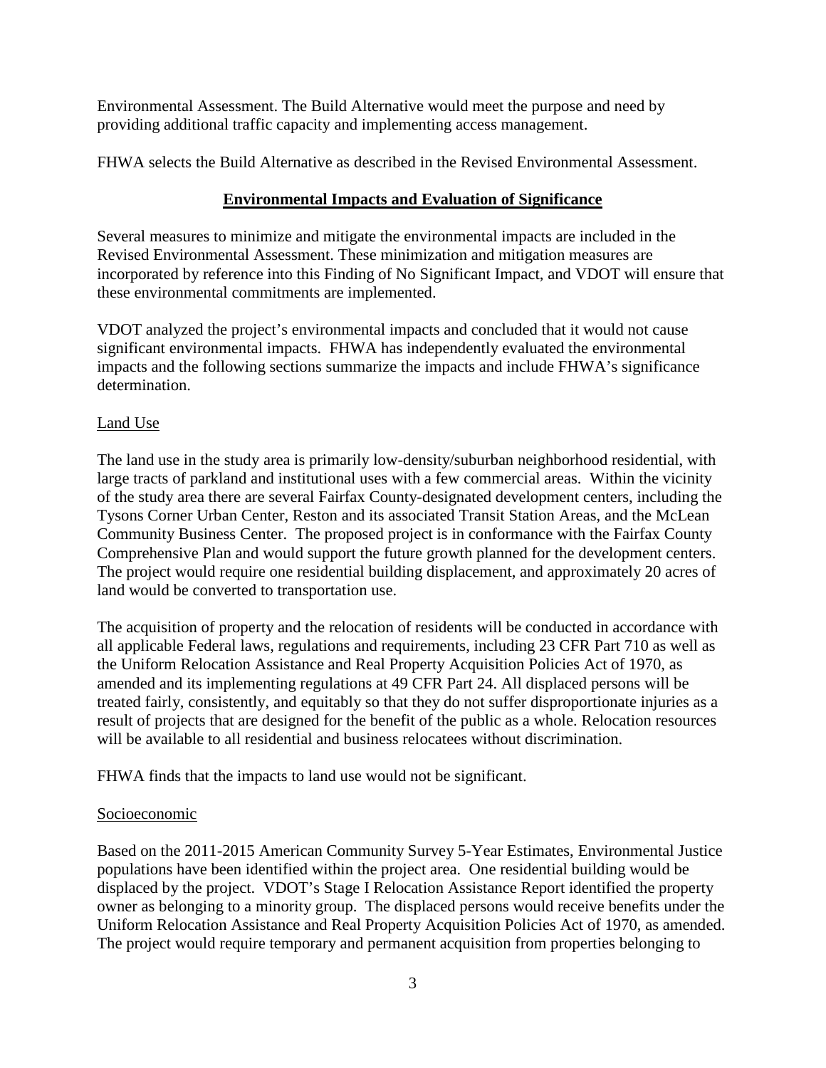Environmental Assessment. The Build Alternative would meet the purpose and need by providing additional traffic capacity and implementing access management.

FHWA selects the Build Alternative as described in the Revised Environmental Assessment.

## Environmental Impacts and Evaluation of Significance

Several measures to minimize and mitigate the environmental impacts are included in the Revised Environmental Assessment. These minimization and mitigation measures are incorporated by reference into this Finding of No Significant Impact, and VDOT will ensure that these environmental commitments are implemented.

VDOT analyzed the project's environmental impacts and concluded that it would not cause significant environmental impacts. FHWA has independently evaluated the environmental impacts and the following sections summarize the impacts and include FHWA's significance determination.

### Land Use

The land use in the study area is primarily low-density/suburban neighborhood residential, with large tracts of parkland and institutional uses with a few commercial areas. Within the vicinity of the study area there are several Fairfax County-designated development centers, including the Tysons Corner Urban Center, Reston and its associated Transit Station Areas, and the McLean Community Business Center. The proposed project is in conformance with the Fairfax County Comprehensive Plan and would support the future growth planned for the development centers. The project would require one residential building displacement, and approximately 20 acres of land would be converted to transportation use.

The acquisition of property and the relocation of residents will be conducted in accordance with all applicable Federal laws, regulations and requirements, including 23 CFR Part 710 as well as the Uniform Relocation Assistance and Real Property Acquisition Policies Act of 1970, as amended and its implementing regulations at 49 CFR Part 24. All displaced persons will be treated fairly, consistently, and equitably so that they do not suffer disproportionate injuries as a result of projects that are designed for the benefit of the public as a whole. Relocation resources will be available to all residential and business relocatees without discrimination.

FHWA finds that the impacts to land use would not be significant.

### Socioeconomic

Based on the 2011-2015 American Community Survey 5-Year Estimates, Environmental Justice populations have been identified within the project area. One residential building would be displaced by the project. VDOT's Stage I Relocation Assistance Report identified the property owner as belonging to a minority group. The displaced persons would receive benefits under the Uniform Relocation Assistance and Real Property Acquisition Policies Act of 1970, as amended. The project would require temporary and permanent acquisition from properties belonging to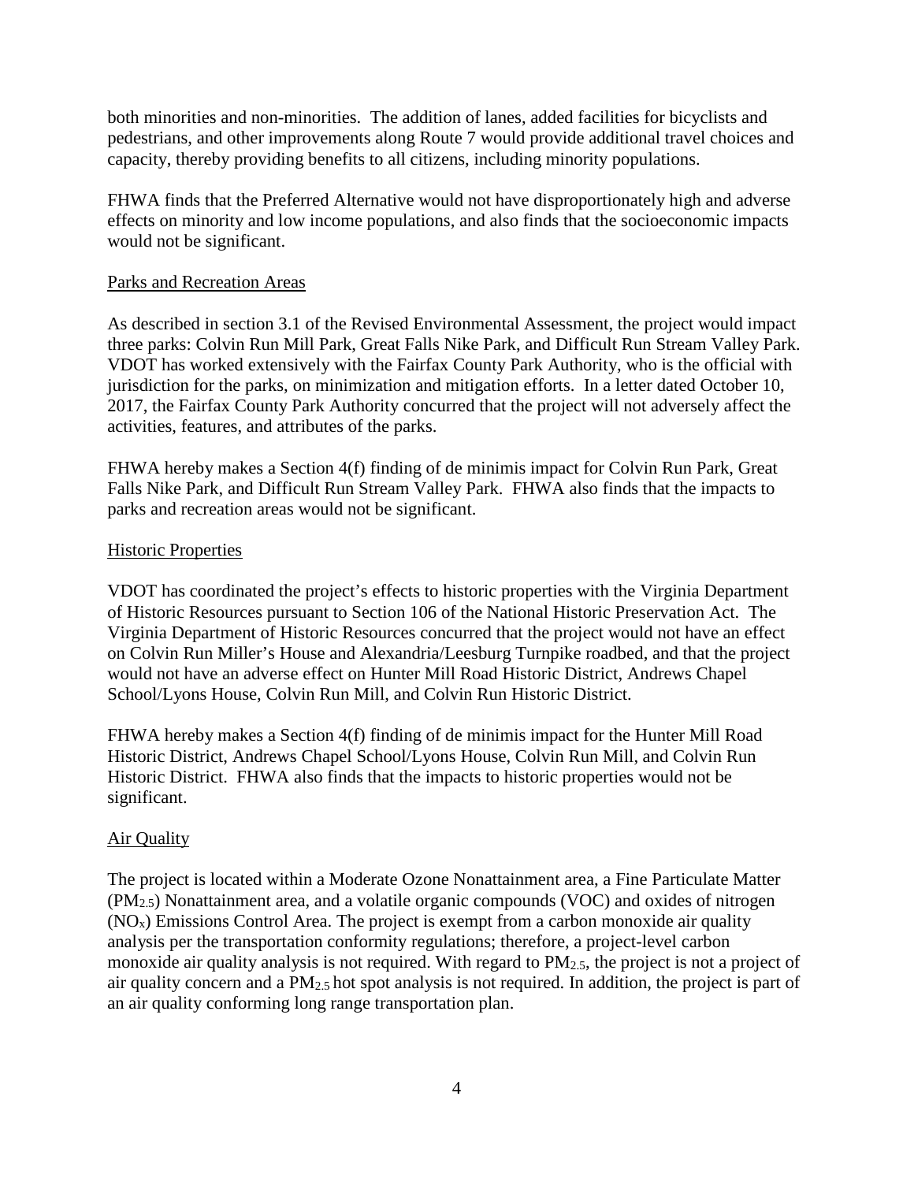both minorities and non-minorities. The addition of lanes, added facilities for bicyclists and pedestrians, and other improvements along Route 7 would provide additional travel choices and capacity, thereby providing benefits to all citizens, including minority populations.

FHWA finds that the Preferred Alternative would not have disproportionately high and adverse effects on minority and low income populations, and also finds that the socioeconomic impacts would not be significant.

## Parks and Recreation Areas

As described in section 3.1 of the Revised Environmental Assessment, the project would impact three parks: Colvin Run Mill Park, Great Falls Nike Park, and Difficult Run Stream Valley Park. VDOT has worked extensively with the Fairfax County Park Authority, who is the official with jurisdiction for the parks, on minimization and mitigation efforts. In a letter dated October 10, 2017, the Fairfax County Park Authority concurred that the project will not adversely affect the activities, features, and attributes of the parks.

FHWA hereby makes a Section 4(f) finding of de minimis impact for Colvin Run Park, Great Falls Nike Park, and Difficult Run Stream Valley Park. FHWA also finds that the impacts to parks and recreation areas would not be significant.

## Historic Properties

VDOT has coordinated the project's effects to historic properties with the Virginia Department of Historic Resources pursuant to Section 106 of the National Historic Preservation Act. The Virginia Department of Historic Resources concurred that the project would not have an effect on Colvin Run Miller's House and Alexandria/Leesburg Turnpike roadbed, and that the project would not have an adverse effect on Hunter Mill Road Historic District, Andrews Chapel School/Lyons House, Colvin Run Mill, and Colvin Run Historic District.

FHWA hereby makes a Section 4(f) finding of de minimis impact for the Hunter Mill Road Historic District, Andrews Chapel School/Lyons House, Colvin Run Mill, and Colvin Run Historic District. FHWA also finds that the impacts to historic properties would not be significant.

## Air Quality

The project is located within a Moderate Ozone Nonattainment area, a Fine Particulate Matter ($PM_{2.5}$) Nonattainment area, and a volatile organic compounds (VOC) and oxides of nitrogen ($NO_x$) Emissions Control Area. The project is exempt from a carbon monoxide air quality analysis per the transportation conformity regulations; therefore, a project-level carbon monoxide air quality analysis is not required. With regard to $PM_{2.5}$, the project is not a project of air quality concern and a $PM_{2.5}$ hot spot analysis is not required. In addition, the project is part of an air quality conforming long range transportation plan.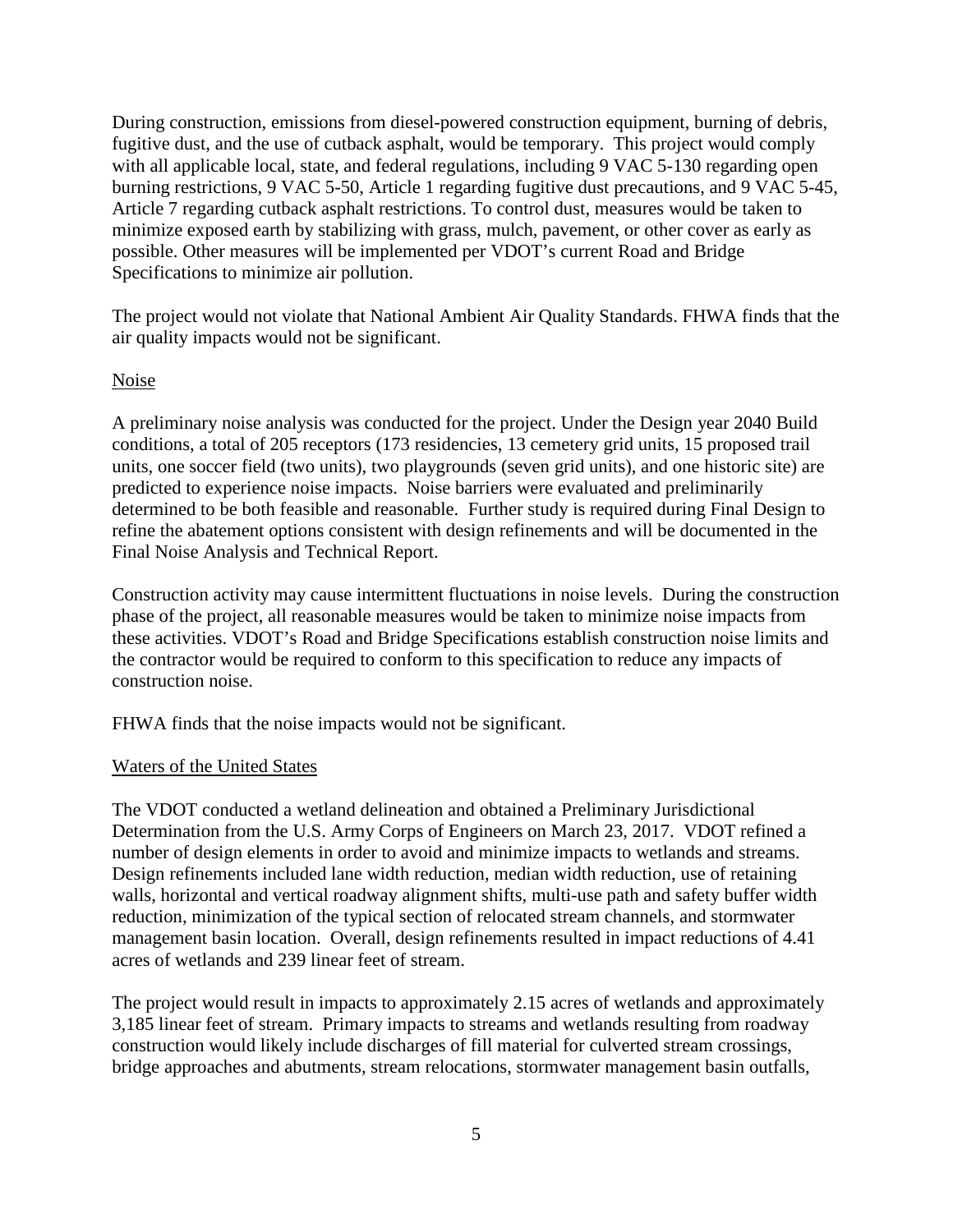During construction, emissions from diesel-powered construction equipment, burning of debris, fugitive dust, and the use of cutback asphalt, would be temporary. This project would comply with all applicable local, state, and federal regulations, including 9 VAC 5-130 regarding open burning restrictions, 9 VAC 5-50, Article 1 regarding fugitive dust precautions, and 9 VAC 5-45, Article 7 regarding cutback asphalt restrictions. To control dust, measures would be taken to minimize exposed earth by stabilizing with grass, mulch, pavement, or other cover as early as possible. Other measures will be implemented per VDOT's current Road and Bridge Specifications to minimize air pollution.

The project would not violate that National Ambient Air Quality Standards. FHWA finds that the air quality impacts would not be significant.

<u>Noise</u>

A preliminary noise analysis was conducted for the project. Under the Design year 2040 Build conditions, a total of 205 receptors (173 residencies, 13 cemetery grid units, 15 proposed trail units, one soccer field (two units), two playgrounds (seven grid units), and one historic site) are predicted to experience noise impacts. Noise barriers were evaluated and preliminarily determined to be both feasible and reasonable. Further study is required during Final Design to refine the abatement options consistent with design refinements and will be documented in the Final Noise Analysis and Technical Report.

Construction activity may cause intermittent fluctuations in noise levels. During the construction phase of the project, all reasonable measures would be taken to minimize noise impacts from these activities. VDOT's Road and Bridge Specifications establish construction noise limits and the contractor would be required to conform to this specification to reduce any impacts of construction noise.

FHWA finds that the noise impacts would not be significant.

<u>Waters of the United States</u>

The VDOT conducted a wetland delineation and obtained a Preliminary Jurisdictional Determination from the U.S. Army Corps of Engineers on March 23, 2017. VDOT refined a number of design elements in order to avoid and minimize impacts to wetlands and streams. Design refinements included lane width reduction, median width reduction, use of retaining walls, horizontal and vertical roadway alignment shifts, multi-use path and safety buffer width reduction, minimization of the typical section of relocated stream channels, and stormwater management basin location. Overall, design refinements resulted in impact reductions of 4.41 acres of wetlands and 239 linear feet of stream.

The project would result in impacts to approximately 2.15 acres of wetlands and approximately 3,185 linear feet of stream. Primary impacts to streams and wetlands resulting from roadway construction would likely include discharges of fill material for culverted stream crossings, bridge approaches and abutments, stream relocations, stormwater management basin outfalls,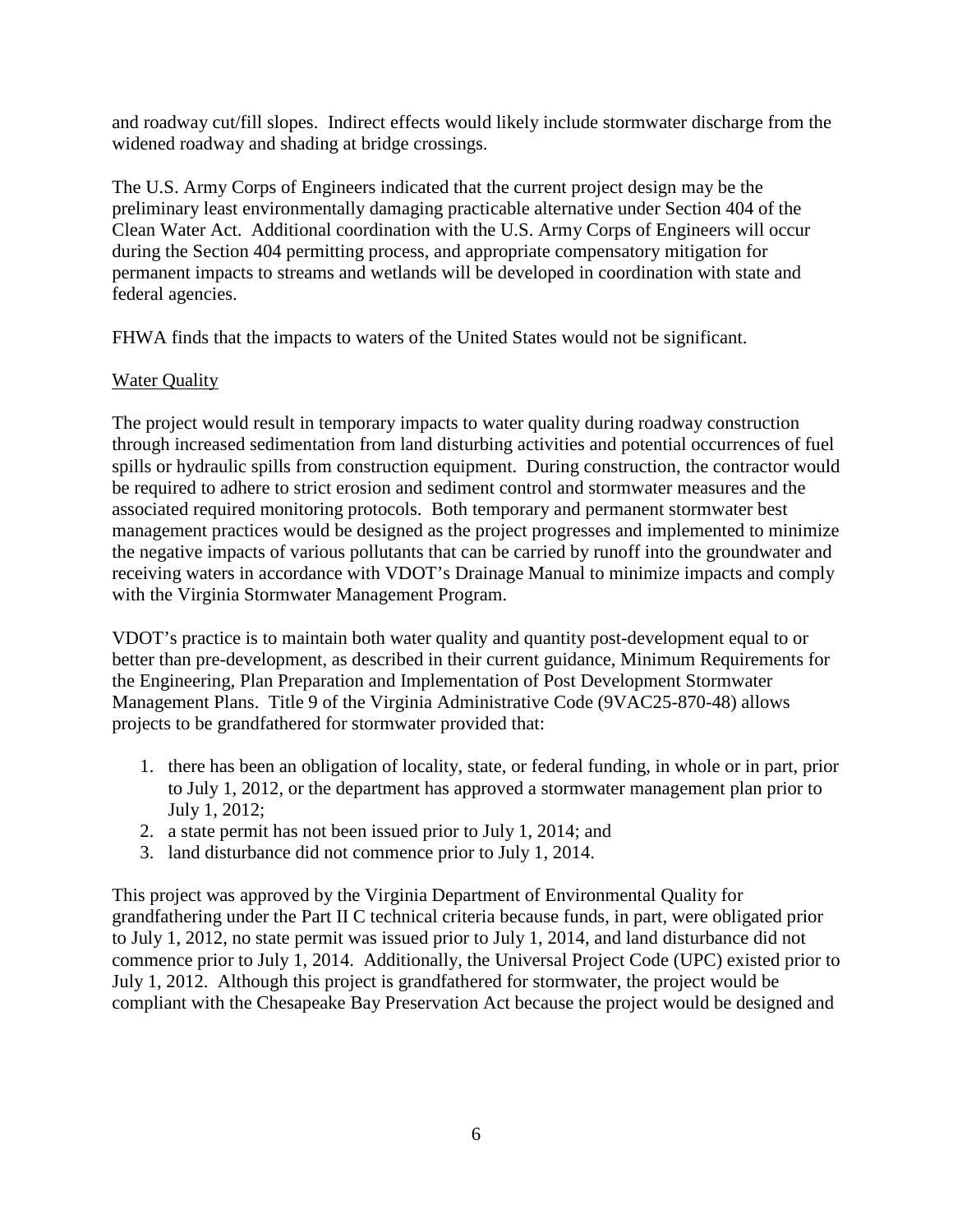and roadway cut/fill slopes. Indirect effects would likely include stormwater discharge from the widened roadway and shading at bridge crossings.

The U.S. Army Corps of Engineers indicated that the current project design may be the preliminary least environmentally damaging practicable alternative under Section 404 of the Clean Water Act. Additional coordination with the U.S. Army Corps of Engineers will occur during the Section 404 permitting process, and appropriate compensatory mitigation for permanent impacts to streams and wetlands will be developed in coordination with state and federal agencies.

FHWA finds that the impacts to waters of the United States would not be significant.

Water Quality

The project would result in temporary impacts to water quality during roadway construction through increased sedimentation from land disturbing activities and potential occurrences of fuel spills or hydraulic spills from construction equipment. During construction, the contractor would be required to adhere to strict erosion and sediment control and stormwater measures and the associated required monitoring protocols. Both temporary and permanent stormwater best management practices would be designed as the project progresses and implemented to minimize the negative impacts of various pollutants that can be carried by runoff into the groundwater and receiving waters in accordance with VDOT's Drainage Manual to minimize impacts and comply with the Virginia Stormwater Management Program.

VDOT's practice is to maintain both water quality and quantity post-development equal to or better than pre-development, as described in their current guidance, Minimum Requirements for the Engineering, Plan Preparation and Implementation of Post Development Stormwater Management Plans. Title 9 of the Virginia Administrative Code (9VAC25-870-48) allows projects to be grandfathered for stormwater provided that:

1. there has been an obligation of locality, state, or federal funding, in whole or in part, prior to July 1, 2012, or the department has approved a stormwater management plan prior to July 1, 2012;
2. a state permit has not been issued prior to July 1, 2014; and
3. land disturbance did not commence prior to July 1, 2014.

This project was approved by the Virginia Department of Environmental Quality for grandfathering under the Part II C technical criteria because funds, in part, were obligated prior to July 1, 2012, no state permit was issued prior to July 1, 2014, and land disturbance did not commence prior to July 1, 2014. Additionally, the Universal Project Code (UPC) existed prior to July 1, 2012. Although this project is grandfathered for stormwater, the project would be compliant with the Chesapeake Bay Preservation Act because the project would be designed and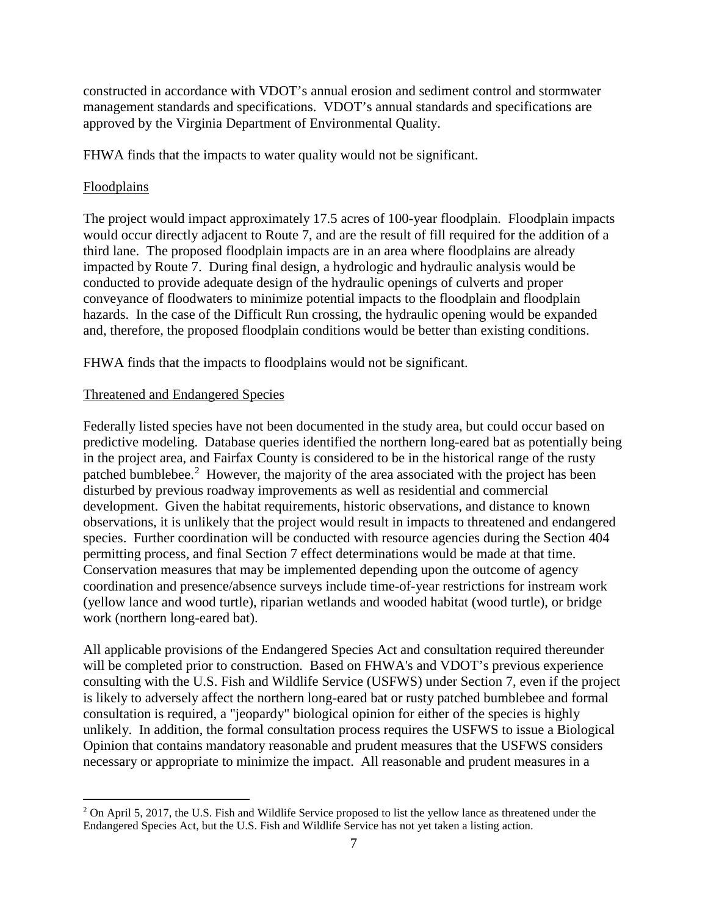constructed in accordance with VDOT's annual erosion and sediment control and stormwater management standards and specifications. VDOT's annual standards and specifications are approved by the Virginia Department of Environmental Quality.

FHWA finds that the impacts to water quality would not be significant.

Floodplains

The project would impact approximately 17.5 acres of 100-year floodplain. Floodplain impacts would occur directly adjacent to Route 7, and are the result of fill required for the addition of a third lane. The proposed floodplain impacts are in an area where floodplains are already impacted by Route 7. During final design, a hydrologic and hydraulic analysis would be conducted to provide adequate design of the hydraulic openings of culverts and proper conveyance of floodwaters to minimize potential impacts to the floodplain and floodplain hazards. In the case of the Difficult Run crossing, the hydraulic opening would be expanded and, therefore, the proposed floodplain conditions would be better than existing conditions.

FHWA finds that the impacts to floodplains would not be significant.

Threatened and Endangered Species

Federally listed species have not been documented in the study area, but could occur based on predictive modeling. Database queries identified the northern long-eared bat as potentially being in the project area, and Fairfax County is considered to be in the historical range of the rusty patched bumblebee.[2] However, the majority of the area associated with the project has been disturbed by previous roadway improvements as well as residential and commercial development. Given the habitat requirements, historic observations, and distance to known observations, it is unlikely that the project would result in impacts to threatened and endangered species. Further coordination will be conducted with resource agencies during the Section 404 permitting process, and final Section 7 effect determinations would be made at that time. Conservation measures that may be implemented depending upon the outcome of agency coordination and presence/absence surveys include time-of-year restrictions for instream work (yellow lance and wood turtle), riparian wetlands and wooded habitat (wood turtle), or bridge work (northern long-eared bat).

All applicable provisions of the Endangered Species Act and consultation required thereunder will be completed prior to construction. Based on FHWA's and VDOT's previous experience consulting with the U.S. Fish and Wildlife Service (USFWS) under Section 7, even if the project is likely to adversely affect the northern long-eared bat or rusty patched bumblebee and formal consultation is required, a "jeopardy" biological opinion for either of the species is highly unlikely. In addition, the formal consultation process requires the USFWS to issue a Biological Opinion that contains mandatory reasonable and prudent measures that the USFWS considers necessary or appropriate to minimize the impact. All reasonable and prudent measures in a

---

[2] On April 5, 2017, the U.S. Fish and Wildlife Service proposed to list the yellow lance as threatened under the Endangered Species Act, but the U.S. Fish and Wildlife Service has not yet taken a listing action.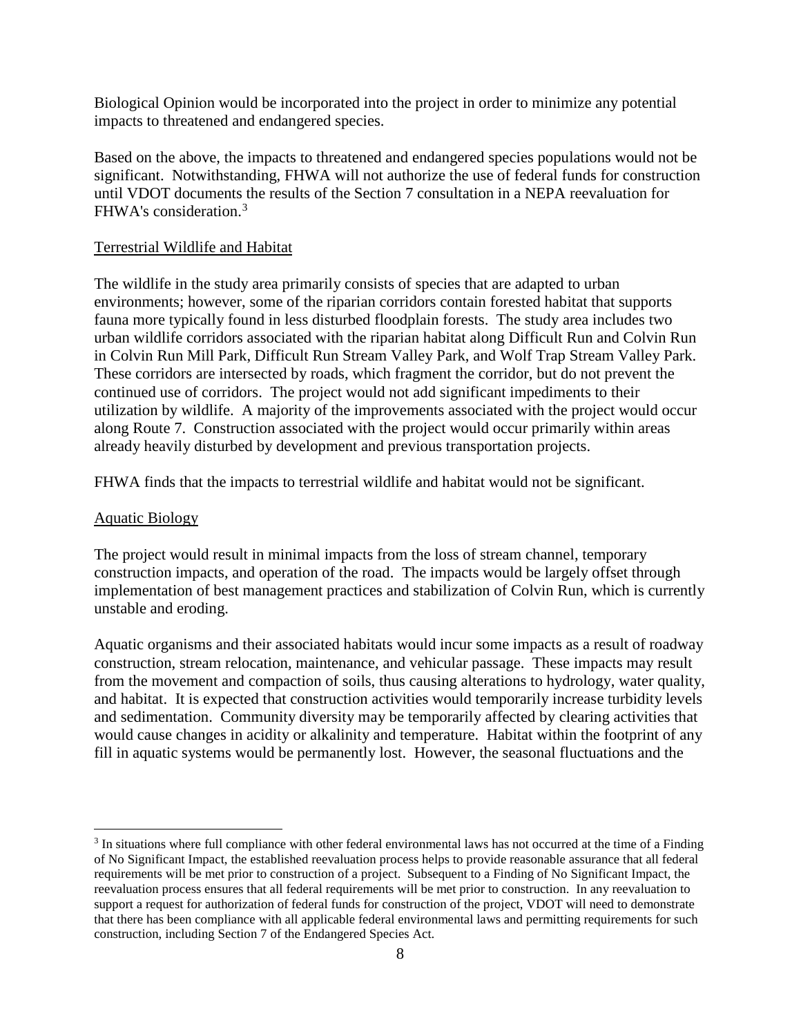Biological Opinion would be incorporated into the project in order to minimize any potential impacts to threatened and endangered species.

Based on the above, the impacts to threatened and endangered species populations would not be significant. Notwithstanding, FHWA will not authorize the use of federal funds for construction until VDOT documents the results of the Section 7 consultation in a NEPA reevaluation for FHWA's consideration.[3]

Terrestrial Wildlife and Habitat

The wildlife in the study area primarily consists of species that are adapted to urban environments; however, some of the riparian corridors contain forested habitat that supports fauna more typically found in less disturbed floodplain forests. The study area includes two urban wildlife corridors associated with the riparian habitat along Difficult Run and Colvin Run in Colvin Run Mill Park, Difficult Run Stream Valley Park, and Wolf Trap Stream Valley Park. These corridors are intersected by roads, which fragment the corridor, but do not prevent the continued use of corridors. The project would not add significant impediments to their utilization by wildlife. A majority of the improvements associated with the project would occur along Route 7. Construction associated with the project would occur primarily within areas already heavily disturbed by development and previous transportation projects.

FHWA finds that the impacts to terrestrial wildlife and habitat would not be significant.

Aquatic Biology

The project would result in minimal impacts from the loss of stream channel, temporary construction impacts, and operation of the road. The impacts would be largely offset through implementation of best management practices and stabilization of Colvin Run, which is currently unstable and eroding.

Aquatic organisms and their associated habitats would incur some impacts as a result of roadway construction, stream relocation, maintenance, and vehicular passage. These impacts may result from the movement and compaction of soils, thus causing alterations to hydrology, water quality, and habitat. It is expected that construction activities would temporarily increase turbidity levels and sedimentation. Community diversity may be temporarily affected by clearing activities that would cause changes in acidity or alkalinity and temperature. Habitat within the footprint of any fill in aquatic systems would be permanently lost. However, the seasonal fluctuations and the

[3] In situations where full compliance with other federal environmental laws has not occurred at the time of a Finding of No Significant Impact, the established reevaluation process helps to provide reasonable assurance that all federal requirements will be met prior to construction of a project. Subsequent to a Finding of No Significant Impact, the reevaluation process ensures that all federal requirements will be met prior to construction. In any reevaluation to support a request for authorization of federal funds for construction of the project, VDOT will need to demonstrate that there has been compliance with all applicable federal environmental laws and permitting requirements for such construction, including Section 7 of the Endangered Species Act.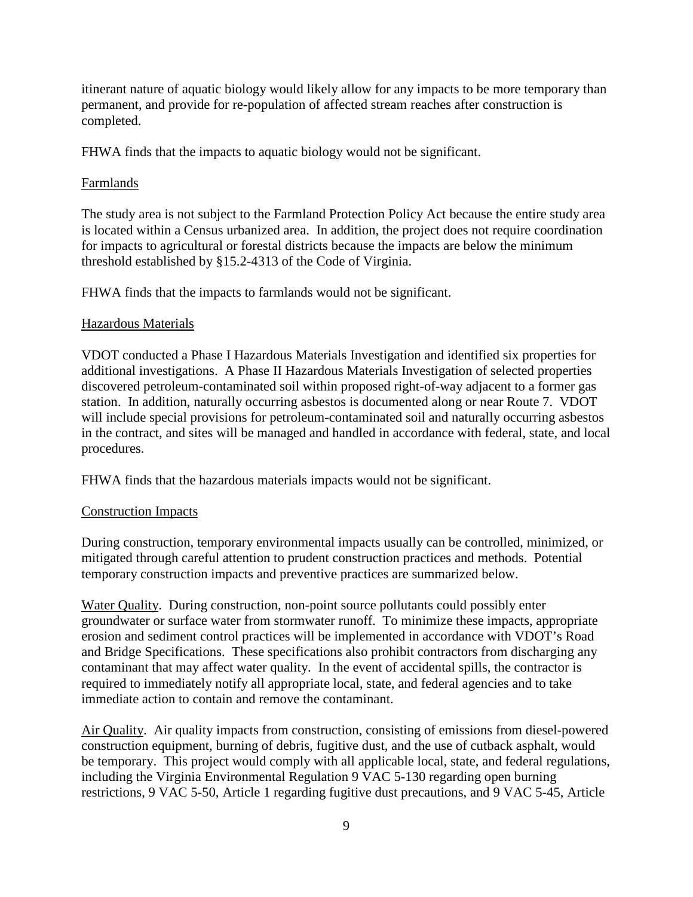itinerant nature of aquatic biology would likely allow for any impacts to be more temporary than permanent, and provide for re-population of affected stream reaches after construction is completed.

FHWA finds that the impacts to aquatic biology would not be significant.

### Farmlands

The study area is not subject to the Farmland Protection Policy Act because the entire study area is located within a Census urbanized area. In addition, the project does not require coordination for impacts to agricultural or forestal districts because the impacts are below the minimum threshold established by §15.2-4313 of the Code of Virginia.

FHWA finds that the impacts to farmlands would not be significant.

### Hazardous Materials

VDOT conducted a Phase I Hazardous Materials Investigation and identified six properties for additional investigations. A Phase II Hazardous Materials Investigation of selected properties discovered petroleum-contaminated soil within proposed right-of-way adjacent to a former gas station. In addition, naturally occurring asbestos is documented along or near Route 7. VDOT will include special provisions for petroleum-contaminated soil and naturally occurring asbestos in the contract, and sites will be managed and handled in accordance with federal, state, and local procedures.

FHWA finds that the hazardous materials impacts would not be significant.

### Construction Impacts

During construction, temporary environmental impacts usually can be controlled, minimized, or mitigated through careful attention to prudent construction practices and methods. Potential temporary construction impacts and preventive practices are summarized below.

Water Quality. During construction, non-point source pollutants could possibly enter groundwater or surface water from stormwater runoff. To minimize these impacts, appropriate erosion and sediment control practices will be implemented in accordance with VDOT's Road and Bridge Specifications. These specifications also prohibit contractors from discharging any contaminant that may affect water quality. In the event of accidental spills, the contractor is required to immediately notify all appropriate local, state, and federal agencies and to take immediate action to contain and remove the contaminant.

Air Quality. Air quality impacts from construction, consisting of emissions from diesel-powered construction equipment, burning of debris, fugitive dust, and the use of cutback asphalt, would be temporary. This project would comply with all applicable local, state, and federal regulations, including the Virginia Environmental Regulation 9 VAC 5-130 regarding open burning restrictions, 9 VAC 5-50, Article 1 regarding fugitive dust precautions, and 9 VAC 5-45, Article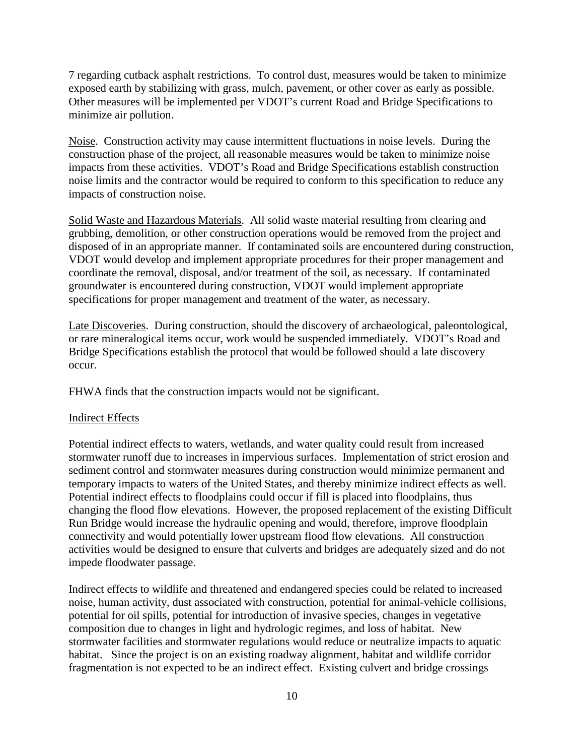7 regarding cutback asphalt restrictions. To control dust, measures would be taken to minimize exposed earth by stabilizing with grass, mulch, pavement, or other cover as early as possible. Other measures will be implemented per VDOT's current Road and Bridge Specifications to minimize air pollution.

Noise. Construction activity may cause intermittent fluctuations in noise levels. During the construction phase of the project, all reasonable measures would be taken to minimize noise impacts from these activities. VDOT's Road and Bridge Specifications establish construction noise limits and the contractor would be required to conform to this specification to reduce any impacts of construction noise.

Solid Waste and Hazardous Materials. All solid waste material resulting from clearing and grubbing, demolition, or other construction operations would be removed from the project and disposed of in an appropriate manner. If contaminated soils are encountered during construction, VDOT would develop and implement appropriate procedures for their proper management and coordinate the removal, disposal, and/or treatment of the soil, as necessary. If contaminated groundwater is encountered during construction, VDOT would implement appropriate specifications for proper management and treatment of the water, as necessary.

Late Discoveries. During construction, should the discovery of archaeological, paleontological, or rare mineralogical items occur, work would be suspended immediately. VDOT's Road and Bridge Specifications establish the protocol that would be followed should a late discovery occur.

FHWA finds that the construction impacts would not be significant.

## Indirect Effects

Potential indirect effects to waters, wetlands, and water quality could result from increased stormwater runoff due to increases in impervious surfaces. Implementation of strict erosion and sediment control and stormwater measures during construction would minimize permanent and temporary impacts to waters of the United States, and thereby minimize indirect effects as well. Potential indirect effects to floodplains could occur if fill is placed into floodplains, thus changing the flood flow elevations. However, the proposed replacement of the existing Difficult Run Bridge would increase the hydraulic opening and would, therefore, improve floodplain connectivity and would potentially lower upstream flood flow elevations. All construction activities would be designed to ensure that culverts and bridges are adequately sized and do not impede floodwater passage.

Indirect effects to wildlife and threatened and endangered species could be related to increased noise, human activity, dust associated with construction, potential for animal-vehicle collisions, potential for oil spills, potential for introduction of invasive species, changes in vegetative composition due to changes in light and hydrologic regimes, and loss of habitat. New stormwater facilities and stormwater regulations would reduce or neutralize impacts to aquatic habitat. Since the project is on an existing roadway alignment, habitat and wildlife corridor fragmentation is not expected to be an indirect effect. Existing culvert and bridge crossings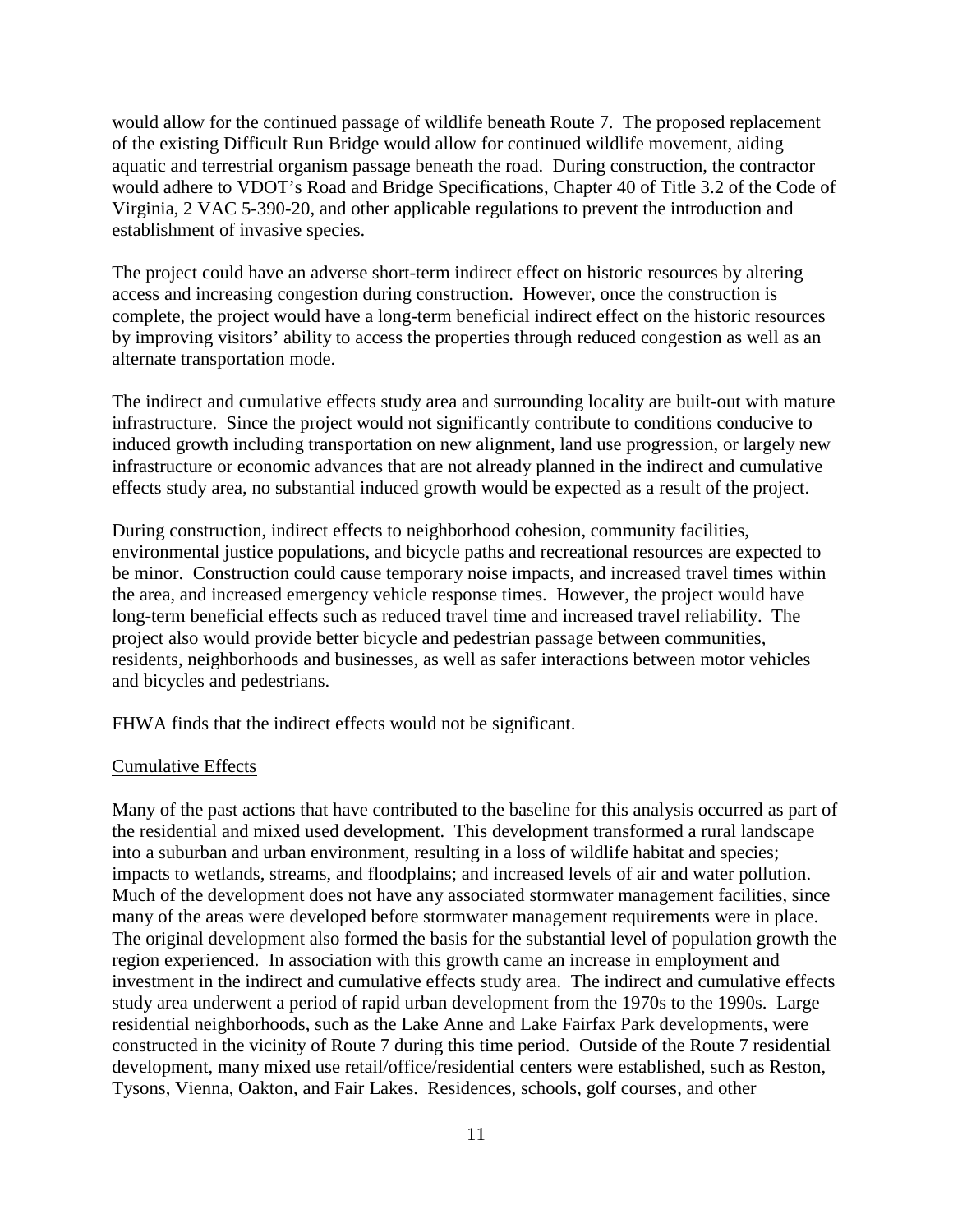would allow for the continued passage of wildlife beneath Route 7. The proposed replacement of the existing Difficult Run Bridge would allow for continued wildlife movement, aiding aquatic and terrestrial organism passage beneath the road. During construction, the contractor would adhere to VDOT's Road and Bridge Specifications, Chapter 40 of Title 3.2 of the Code of Virginia, 2 VAC 5-390-20, and other applicable regulations to prevent the introduction and establishment of invasive species.

The project could have an adverse short-term indirect effect on historic resources by altering access and increasing congestion during construction. However, once the construction is complete, the project would have a long-term beneficial indirect effect on the historic resources by improving visitors' ability to access the properties through reduced congestion as well as an alternate transportation mode.

The indirect and cumulative effects study area and surrounding locality are built-out with mature infrastructure. Since the project would not significantly contribute to conditions conducive to induced growth including transportation on new alignment, land use progression, or largely new infrastructure or economic advances that are not already planned in the indirect and cumulative effects study area, no substantial induced growth would be expected as a result of the project.

During construction, indirect effects to neighborhood cohesion, community facilities, environmental justice populations, and bicycle paths and recreational resources are expected to be minor. Construction could cause temporary noise impacts, and increased travel times within the area, and increased emergency vehicle response times. However, the project would have long-term beneficial effects such as reduced travel time and increased travel reliability. The project also would provide better bicycle and pedestrian passage between communities, residents, neighborhoods and businesses, as well as safer interactions between motor vehicles and bicycles and pedestrians.

FHWA finds that the indirect effects would not be significant.

Cumulative Effects

Many of the past actions that have contributed to the baseline for this analysis occurred as part of the residential and mixed used development. This development transformed a rural landscape into a suburban and urban environment, resulting in a loss of wildlife habitat and species; impacts to wetlands, streams, and floodplains; and increased levels of air and water pollution. Much of the development does not have any associated stormwater management facilities, since many of the areas were developed before stormwater management requirements were in place. The original development also formed the basis for the substantial level of population growth the region experienced. In association with this growth came an increase in employment and investment in the indirect and cumulative effects study area. The indirect and cumulative effects study area underwent a period of rapid urban development from the 1970s to the 1990s. Large residential neighborhoods, such as the Lake Anne and Lake Fairfax Park developments, were constructed in the vicinity of Route 7 during this time period. Outside of the Route 7 residential development, many mixed use retail/office/residential centers were established, such as Reston, Tysons, Vienna, Oakton, and Fair Lakes. Residences, schools, golf courses, and other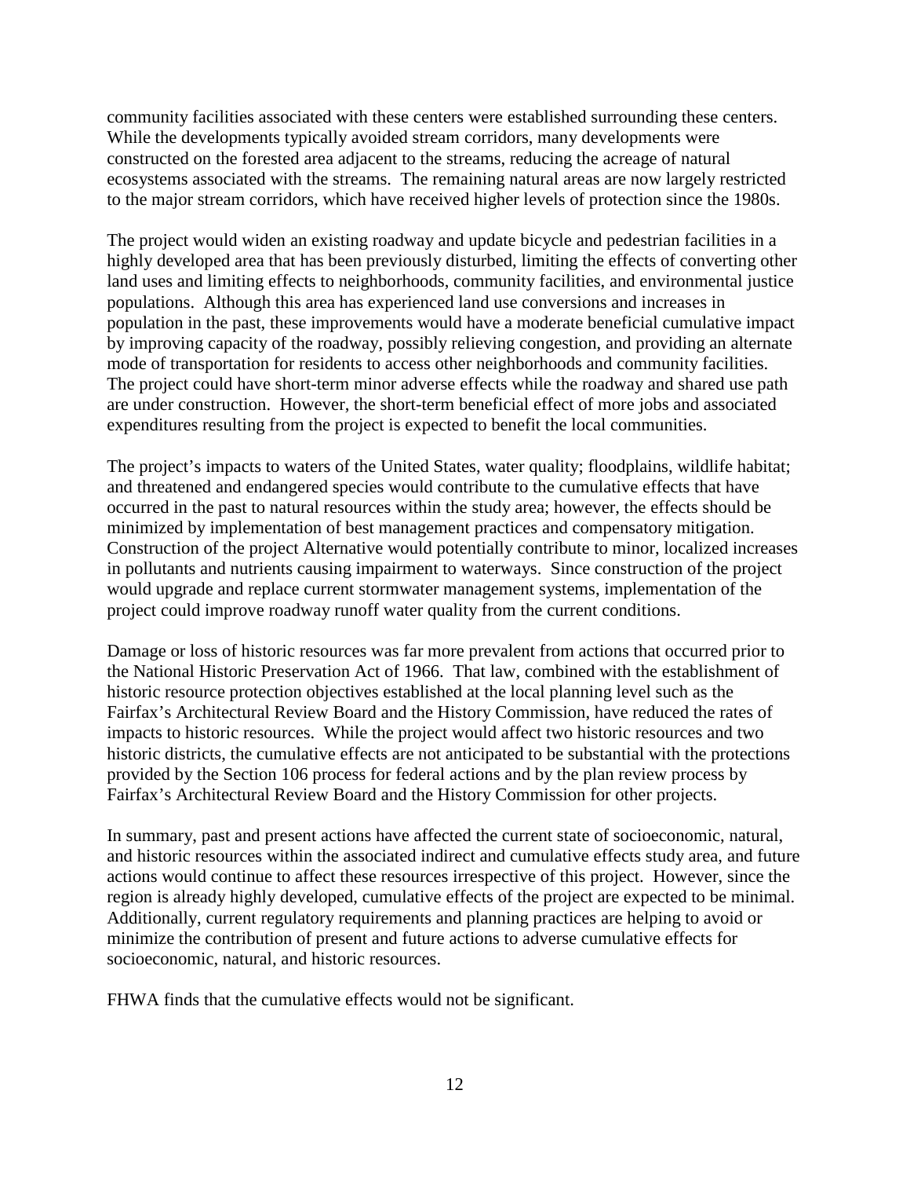community facilities associated with these centers were established surrounding these centers. While the developments typically avoided stream corridors, many developments were constructed on the forested area adjacent to the streams, reducing the acreage of natural ecosystems associated with the streams. The remaining natural areas are now largely restricted to the major stream corridors, which have received higher levels of protection since the 1980s.

The project would widen an existing roadway and update bicycle and pedestrian facilities in a highly developed area that has been previously disturbed, limiting the effects of converting other land uses and limiting effects to neighborhoods, community facilities, and environmental justice populations. Although this area has experienced land use conversions and increases in population in the past, these improvements would have a moderate beneficial cumulative impact by improving capacity of the roadway, possibly relieving congestion, and providing an alternate mode of transportation for residents to access other neighborhoods and community facilities. The project could have short-term minor adverse effects while the roadway and shared use path are under construction. However, the short-term beneficial effect of more jobs and associated expenditures resulting from the project is expected to benefit the local communities.

The project's impacts to waters of the United States, water quality; floodplains, wildlife habitat; and threatened and endangered species would contribute to the cumulative effects that have occurred in the past to natural resources within the study area; however, the effects should be minimized by implementation of best management practices and compensatory mitigation. Construction of the project Alternative would potentially contribute to minor, localized increases in pollutants and nutrients causing impairment to waterways. Since construction of the project would upgrade and replace current stormwater management systems, implementation of the project could improve roadway runoff water quality from the current conditions.

Damage or loss of historic resources was far more prevalent from actions that occurred prior to the National Historic Preservation Act of 1966. That law, combined with the establishment of historic resource protection objectives established at the local planning level such as the Fairfax's Architectural Review Board and the History Commission, have reduced the rates of impacts to historic resources. While the project would affect two historic resources and two historic districts, the cumulative effects are not anticipated to be substantial with the protections provided by the Section 106 process for federal actions and by the plan review process by Fairfax's Architectural Review Board and the History Commission for other projects.

In summary, past and present actions have affected the current state of socioeconomic, natural, and historic resources within the associated indirect and cumulative effects study area, and future actions would continue to affect these resources irrespective of this project. However, since the region is already highly developed, cumulative effects of the project are expected to be minimal. Additionally, current regulatory requirements and planning practices are helping to avoid or minimize the contribution of present and future actions to adverse cumulative effects for socioeconomic, natural, and historic resources.

FHWA finds that the cumulative effects would not be significant.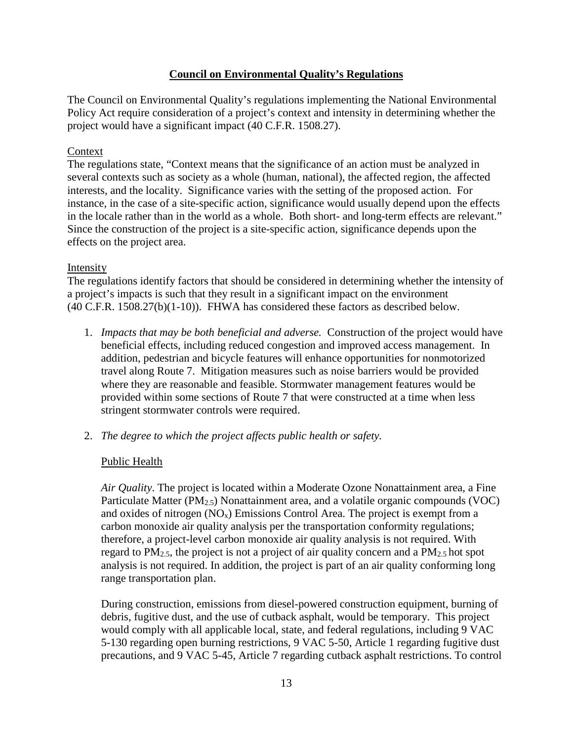## Council on Environmental Quality's Regulations

The Council on Environmental Quality's regulations implementing the National Environmental Policy Act require consideration of a project's context and intensity in determining whether the project would have a significant impact (40 C.F.R. 1508.27).

### Context

The regulations state, "Context means that the significance of an action must be analyzed in several contexts such as society as a whole (human, national), the affected region, the affected interests, and the locality. Significance varies with the setting of the proposed action. For instance, in the case of a site-specific action, significance would usually depend upon the effects in the locale rather than in the world as a whole. Both short- and long-term effects are relevant." Since the construction of the project is a site-specific action, significance depends upon the effects on the project area.

### Intensity

The regulations identify factors that should be considered in determining whether the intensity of a project's impacts is such that they result in a significant impact on the environment (40 C.F.R. 1508.27(b)(1-10)). FHWA has considered these factors as described below.

1. *Impacts that may be both beneficial and adverse.* Construction of the project would have beneficial effects, including reduced congestion and improved access management. In addition, pedestrian and bicycle features will enhance opportunities for nonmotorized travel along Route 7. Mitigation measures such as noise barriers would be provided where they are reasonable and feasible. Stormwater management features would be provided within some sections of Route 7 that were constructed at a time when less stringent stormwater controls were required.

2. *The degree to which the project affects public health or safety.*

   Public Health

   *Air Quality*. The project is located within a Moderate Ozone Nonattainment area, a Fine Particulate Matter ($PM_{2.5}$) Nonattainment area, and a volatile organic compounds (VOC) and oxides of nitrogen ($NO_x$) Emissions Control Area. The project is exempt from a carbon monoxide air quality analysis per the transportation conformity regulations; therefore, a project-level carbon monoxide air quality analysis is not required. With regard to $PM_{2.5}$, the project is not a project of air quality concern and a $PM_{2.5}$ hot spot analysis is not required. In addition, the project is part of an air quality conforming long range transportation plan.

   During construction, emissions from diesel-powered construction equipment, burning of debris, fugitive dust, and the use of cutback asphalt, would be temporary. This project would comply with all applicable local, state, and federal regulations, including 9 VAC 5-130 regarding open burning restrictions, 9 VAC 5-50, Article 1 regarding fugitive dust precautions, and 9 VAC 5-45, Article 7 regarding cutback asphalt restrictions. To control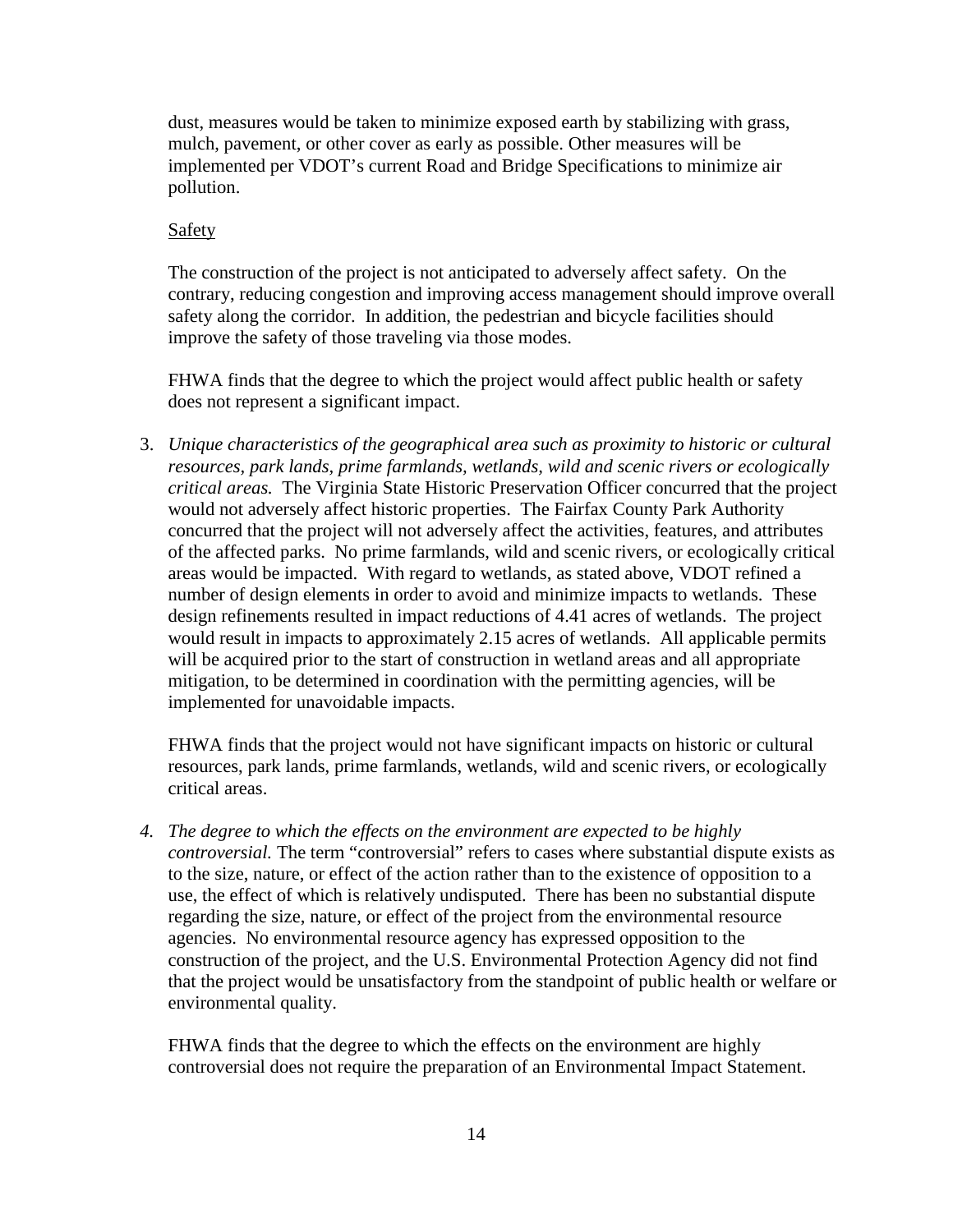dust, measures would be taken to minimize exposed earth by stabilizing with grass, mulch, pavement, or other cover as early as possible. Other measures will be implemented per VDOT's current Road and Bridge Specifications to minimize air pollution.

Safety

The construction of the project is not anticipated to adversely affect safety. On the contrary, reducing congestion and improving access management should improve overall safety along the corridor. In addition, the pedestrian and bicycle facilities should improve the safety of those traveling via those modes.

FHWA finds that the degree to which the project would affect public health or safety does not represent a significant impact.

3. *Unique characteristics of the geographical area such as proximity to historic or cultural resources, park lands, prime farmlands, wetlands, wild and scenic rivers or ecologically critical areas.* The Virginia State Historic Preservation Officer concurred that the project would not adversely affect historic properties. The Fairfax County Park Authority concurred that the project will not adversely affect the activities, features, and attributes of the affected parks. No prime farmlands, wild and scenic rivers, or ecologically critical areas would be impacted. With regard to wetlands, as stated above, VDOT refined a number of design elements in order to avoid and minimize impacts to wetlands. These design refinements resulted in impact reductions of 4.41 acres of wetlands. The project would result in impacts to approximately 2.15 acres of wetlands. All applicable permits will be acquired prior to the start of construction in wetland areas and all appropriate mitigation, to be determined in coordination with the permitting agencies, will be implemented for unavoidable impacts.

   FHWA finds that the project would not have significant impacts on historic or cultural resources, park lands, prime farmlands, wetlands, wild and scenic rivers, or ecologically critical areas.

4. *The degree to which the effects on the environment are expected to be highly controversial.* The term "controversial" refers to cases where substantial dispute exists as to the size, nature, or effect of the action rather than to the existence of opposition to a use, the effect of which is relatively undisputed. There has been no substantial dispute regarding the size, nature, or effect of the project from the environmental resource agencies. No environmental resource agency has expressed opposition to the construction of the project, and the U.S. Environmental Protection Agency did not find that the project would be unsatisfactory from the standpoint of public health or welfare or environmental quality.

   FHWA finds that the degree to which the effects on the environment are highly controversial does not require the preparation of an Environmental Impact Statement.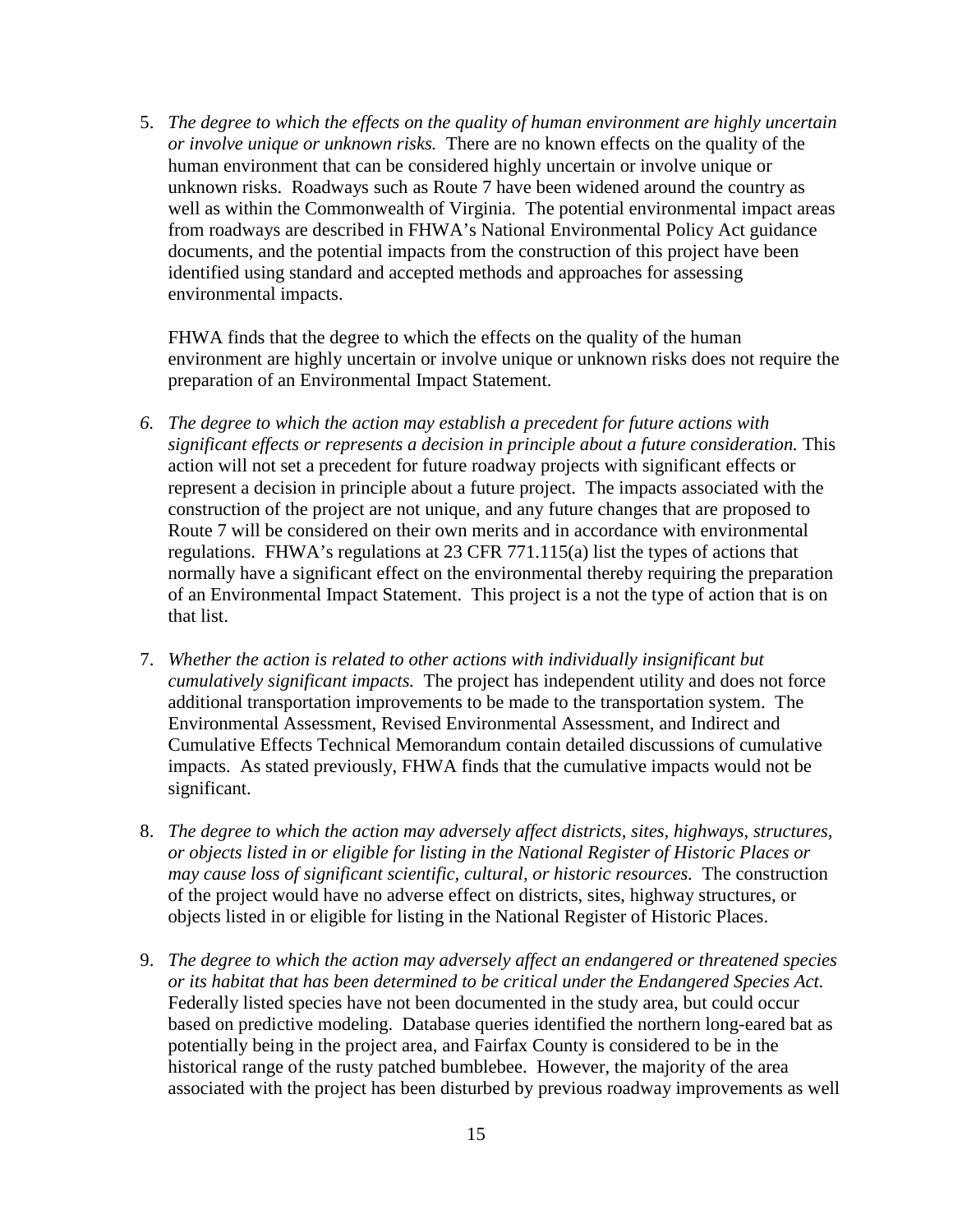5. *The degree to which the effects on the quality of human environment are highly uncertain or involve unique or unknown risks.* There are no known effects on the quality of the human environment that can be considered highly uncertain or involve unique or unknown risks. Roadways such as Route 7 have been widened around the country as well as within the Commonwealth of Virginia. The potential environmental impact areas from roadways are described in FHWA's National Environmental Policy Act guidance documents, and the potential impacts from the construction of this project have been identified using standard and accepted methods and approaches for assessing environmental impacts.

   FHWA finds that the degree to which the effects on the quality of the human environment are highly uncertain or involve unique or unknown risks does not require the preparation of an Environmental Impact Statement.

6. *The degree to which the action may establish a precedent for future actions with significant effects or represents a decision in principle about a future consideration.* This action will not set a precedent for future roadway projects with significant effects or represent a decision in principle about a future project. The impacts associated with the construction of the project are not unique, and any future changes that are proposed to Route 7 will be considered on their own merits and in accordance with environmental regulations. FHWA's regulations at 23 CFR 771.115(a) list the types of actions that normally have a significant effect on the environmental thereby requiring the preparation of an Environmental Impact Statement. This project is a not the type of action that is on that list.

7. *Whether the action is related to other actions with individually insignificant but cumulatively significant impacts.* The project has independent utility and does not force additional transportation improvements to be made to the transportation system. The Environmental Assessment, Revised Environmental Assessment, and Indirect and Cumulative Effects Technical Memorandum contain detailed discussions of cumulative impacts. As stated previously, FHWA finds that the cumulative impacts would not be significant.

8. *The degree to which the action may adversely affect districts, sites, highways, structures, or objects listed in or eligible for listing in the National Register of Historic Places or may cause loss of significant scientific, cultural, or historic resources.* The construction of the project would have no adverse effect on districts, sites, highway structures, or objects listed in or eligible for listing in the National Register of Historic Places.

9. *The degree to which the action may adversely affect an endangered or threatened species or its habitat that has been determined to be critical under the Endangered Species Act.* Federally listed species have not been documented in the study area, but could occur based on predictive modeling. Database queries identified the northern long-eared bat as potentially being in the project area, and Fairfax County is considered to be in the historical range of the rusty patched bumblebee. However, the majority of the area associated with the project has been disturbed by previous roadway improvements as well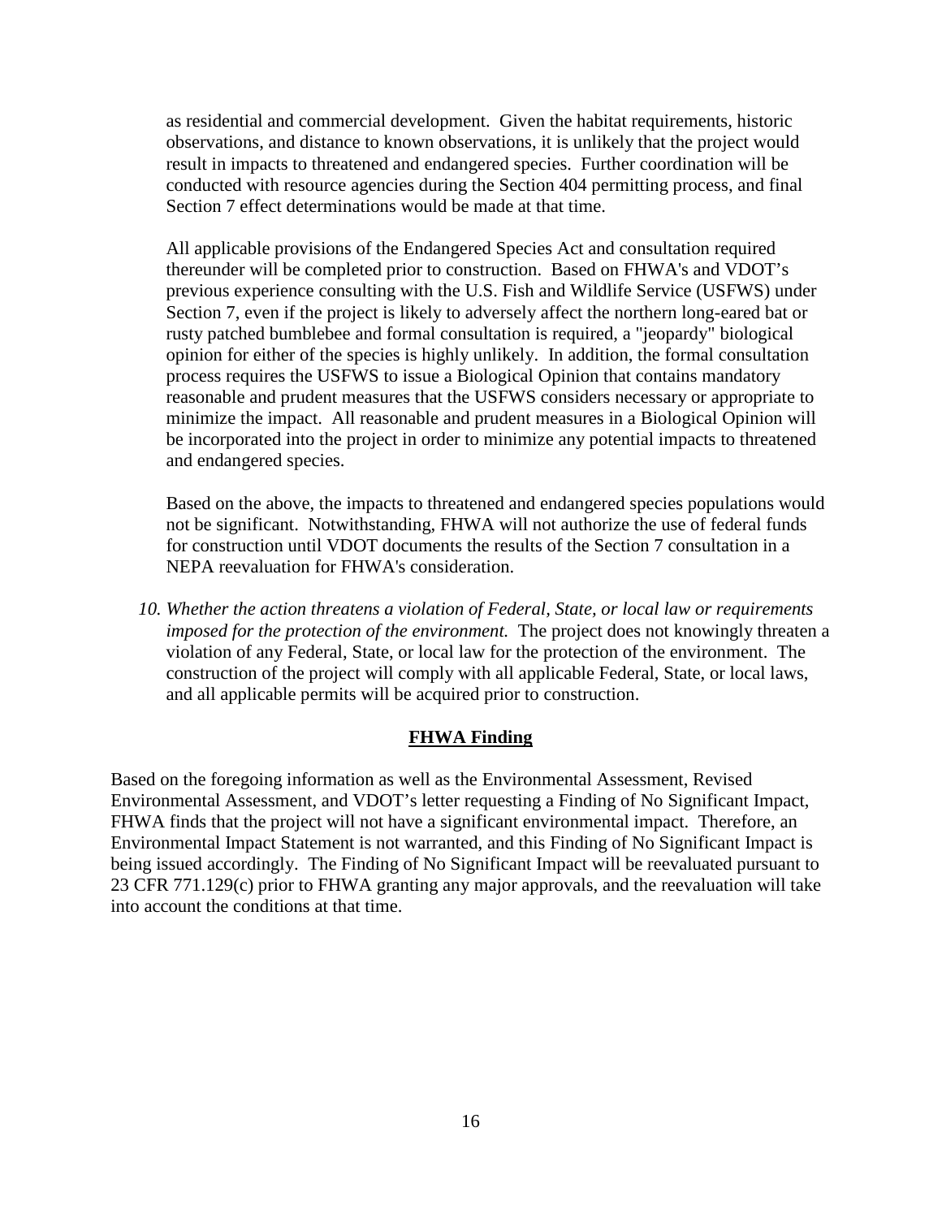as residential and commercial development. Given the habitat requirements, historic observations, and distance to known observations, it is unlikely that the project would result in impacts to threatened and endangered species. Further coordination will be conducted with resource agencies during the Section 404 permitting process, and final Section 7 effect determinations would be made at that time.

All applicable provisions of the Endangered Species Act and consultation required thereunder will be completed prior to construction. Based on FHWA's and VDOT's previous experience consulting with the U.S. Fish and Wildlife Service (USFWS) under Section 7, even if the project is likely to adversely affect the northern long-eared bat or rusty patched bumblebee and formal consultation is required, a "jeopardy" biological opinion for either of the species is highly unlikely. In addition, the formal consultation process requires the USFWS to issue a Biological Opinion that contains mandatory reasonable and prudent measures that the USFWS considers necessary or appropriate to minimize the impact. All reasonable and prudent measures in a Biological Opinion will be incorporated into the project in order to minimize any potential impacts to threatened and endangered species.

Based on the above, the impacts to threatened and endangered species populations would not be significant. Notwithstanding, FHWA will not authorize the use of federal funds for construction until VDOT documents the results of the Section 7 consultation in a NEPA reevaluation for FHWA's consideration.

10. *Whether the action threatens a violation of Federal, State, or local law or requirements imposed for the protection of the environment.* The project does not knowingly threaten a violation of any Federal, State, or local law for the protection of the environment. The construction of the project will comply with all applicable Federal, State, or local laws, and all applicable permits will be acquired prior to construction.

## FHWA Finding

Based on the foregoing information as well as the Environmental Assessment, Revised Environmental Assessment, and VDOT's letter requesting a Finding of No Significant Impact, FHWA finds that the project will not have a significant environmental impact. Therefore, an Environmental Impact Statement is not warranted, and this Finding of No Significant Impact is being issued accordingly. The Finding of No Significant Impact will be reevaluated pursuant to 23 CFR 771.129(c) prior to FHWA granting any major approvals, and the reevaluation will take into account the conditions at that time.